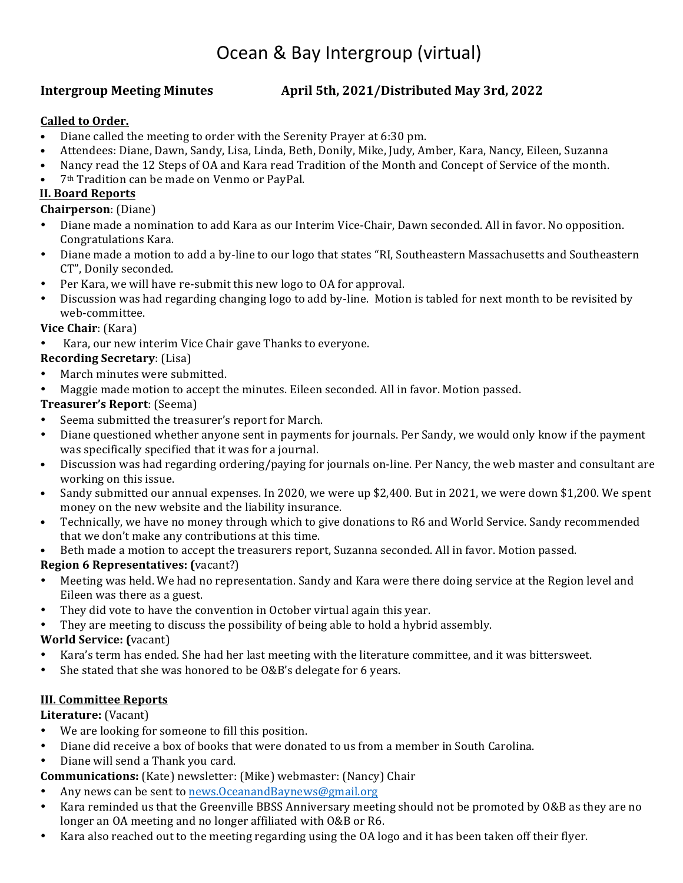# Ocean & Bay Intergroup (virtual)

**Intergroup Meeting Minutes** **April 5th, 2021/Distributed May 3rd, 2022**

**Called to Order.**

- Diane called the meeting to order with the Serenity Prayer at 6:30 pm.
- Attendees: Diane, Dawn, Sandy, Lisa, Linda, Beth, Donily, Mike, Judy, Amber, Kara, Nancy, Eileen, Suzanna
- Nancy read the 12 Steps of OA and Kara read Tradition of the Month and Concept of Service of the month.
- 7th Tradition can be made on Venmo or PayPal.

## II. Board Reports

**Chairperson**: (Diane)

- Diane made a nomination to add Kara as our Interim Vice-Chair, Dawn seconded. All in favor. No opposition. Congratulations Kara.
- Diane made a motion to add a by-line to our logo that states "RI, Southeastern Massachusetts and Southeastern CT", Donily seconded.
- Per Kara, we will have re-submit this new logo to OA for approval.
- Discussion was had regarding changing logo to add by-line. Motion is tabled for next month to be revisited by web-committee.

**Vice Chair**: (Kara)

- Kara, our new interim Vice Chair gave Thanks to everyone.

**Recording Secretary**: (Lisa)

- March minutes were submitted.
- Maggie made motion to accept the minutes. Eileen seconded. All in favor. Motion passed.

**Treasurer's Report**: (Seema)

- Seema submitted the treasurer's report for March.
- Diane questioned whether anyone sent in payments for journals. Per Sandy, we would only know if the payment was specifically specified that it was for a journal.
- Discussion was had regarding ordering/paying for journals on-line. Per Nancy, the web master and consultant are working on this issue.
- Sandy submitted our annual expenses. In 2020, we were up $2,400. But in 2021, we were down $1,200. We spent money on the new website and the liability insurance.
- Technically, we have no money through which to give donations to R6 and World Service. Sandy recommended that we don't make any contributions at this time.
- Beth made a motion to accept the treasurers report, Suzanna seconded. All in favor. Motion passed.

**Region 6 Representatives: (**vacant?)

- Meeting was held. We had no representation. Sandy and Kara were there doing service at the Region level and Eileen was there as a guest.
- They did vote to have the convention in October virtual again this year.
- They are meeting to discuss the possibility of being able to hold a hybrid assembly.

**World Service: (**vacant)

- Kara's term has ended. She had her last meeting with the literature committee, and it was bittersweet.
- She stated that she was honored to be O&B's delegate for 6 years.

## III. Committee Reports

**Literature:** (Vacant)

- We are looking for someone to fill this position.
- Diane did receive a box of books that were donated to us from a member in South Carolina.
- Diane will send a Thank you card.

**Communications:** (Kate) newsletter: (Mike) webmaster: (Nancy) Chair

- Any news can be sent to news.OceanandBaynews@gmail.org
- Kara reminded us that the Greenville BBSS Anniversary meeting should not be promoted by O&B as they are no longer an OA meeting and no longer affiliated with O&B or R6.
- Kara also reached out to the meeting regarding using the OA logo and it has been taken off their flyer.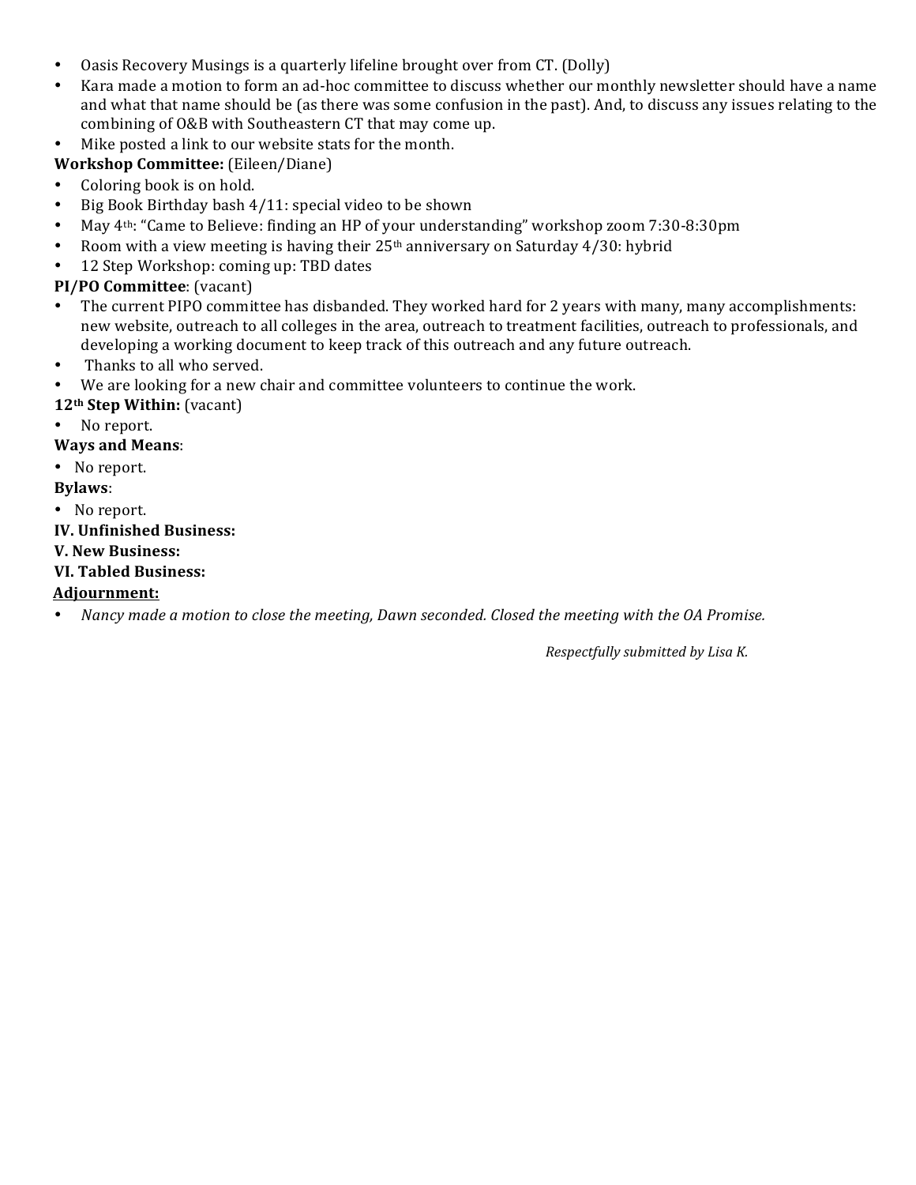- Oasis Recovery Musings is a quarterly lifeline brought over from CT. (Dolly)
- Kara made a motion to form an ad-hoc committee to discuss whether our monthly newsletter should have a name and what that name should be (as there was some confusion in the past). And, to discuss any issues relating to the combining of O&B with Southeastern CT that may come up.
- Mike posted a link to our website stats for the month.

**Workshop Committee:** (Eileen/Diane)

- Coloring book is on hold.
- Big Book Birthday bash 4/11: special video to be shown
- May 4th: "Came to Believe: finding an HP of your understanding" workshop zoom 7:30-8:30pm
- Room with a view meeting is having their 25th anniversary on Saturday 4/30: hybrid
- 12 Step Workshop: coming up: TBD dates

**PI/PO Committee**: (vacant)

- The current PIPO committee has disbanded. They worked hard for 2 years with many, many accomplishments: new website, outreach to all colleges in the area, outreach to treatment facilities, outreach to professionals, and developing a working document to keep track of this outreach and any future outreach.
- Thanks to all who served.
- We are looking for a new chair and committee volunteers to continue the work.

**12th Step Within:** (vacant)

- No report.

**Ways and Means**:

- No report.

**Bylaws**:

- No report.

**IV. Unfinished Business:**

**V. New Business:**

**VI. Tabled Business:**

**Adjournment:**

- *Nancy made a motion to close the meeting, Dawn seconded. Closed the meeting with the OA Promise.*

*Respectfully submitted by Lisa K.*